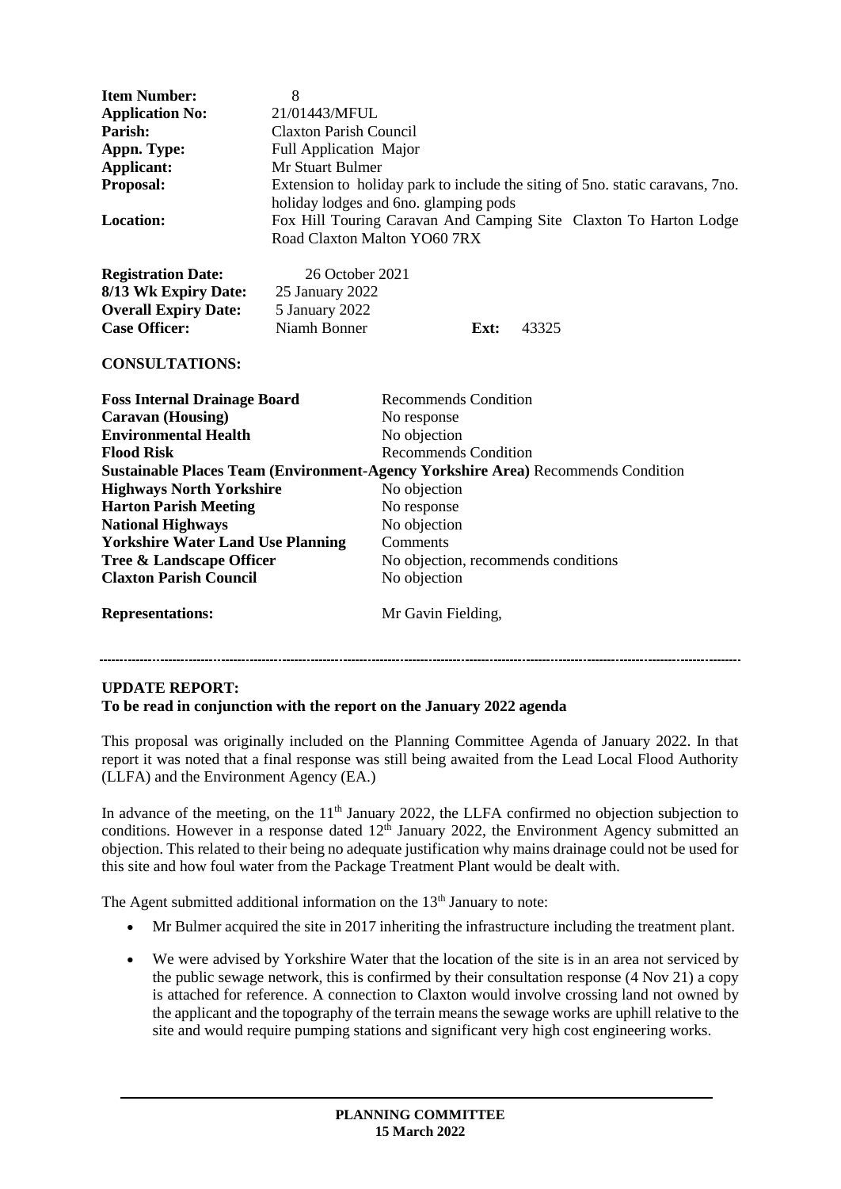| | |
|---|---|
| **Item Number:** | 8 |
| **Application No:** | 21/01443/MFUL |
| **Parish:** | Claxton Parish Council |
| **Appn. Type:** | Full Application Major |
| **Applicant:** | Mr Stuart Bulmer |
| **Proposal:** | Extension to holiday park to include the siting of 5no. static caravans, 7no. holiday lodges and 6no. glamping pods |
| **Location:** | Fox Hill Touring Caravan And Camping Site Claxton To Harton Lodge Road Claxton Malton YO60 7RX |

| | | | |
|---|---|---|---|
| **Registration Date:** | 26 October 2021 | | |
| **8/13 Wk Expiry Date:** | 25 January 2022 | | |
| **Overall Expiry Date:** | 5 January 2022 | | |
| **Case Officer:** | Niamh Bonner | **Ext:** | 43325 |

**CONSULTATIONS:**

| | |
|---|---|
| **Foss Internal Drainage Board** | Recommends Condition |
| **Caravan (Housing)** | No response |
| **Environmental Health** | No objection |
| **Flood Risk** | Recommends Condition |
| **Sustainable Places Team (Environment-Agency Yorkshire Area)** | Recommends Condition |
| **Highways North Yorkshire** | No objection |
| **Harton Parish Meeting** | No response |
| **National Highways** | No objection |
| **Yorkshire Water Land Use Planning** | Comments |
| **Tree & Landscape Officer** | No objection, recommends conditions |
| **Claxton Parish Council** | No objection |
| **Representations:** | Mr Gavin Fielding, |

---

**UPDATE REPORT:**
**To be read in conjunction with the report on the January 2022 agenda**

This proposal was originally included on the Planning Committee Agenda of January 2022. In that report it was noted that a final response was still being awaited from the Lead Local Flood Authority (LLFA) and the Environment Agency (EA.)

In advance of the meeting, on the 11th January 2022, the LLFA confirmed no objection subjection to conditions. However in a response dated 12th January 2022, the Environment Agency submitted an objection. This related to their being no adequate justification why mains drainage could not be used for this site and how foul water from the Package Treatment Plant would be dealt with.

The Agent submitted additional information on the 13th January to note:

- Mr Bulmer acquired the site in 2017 inheriting the infrastructure including the treatment plant.
- We were advised by Yorkshire Water that the location of the site is in an area not serviced by the public sewage network, this is confirmed by their consultation response (4 Nov 21) a copy is attached for reference. A connection to Claxton would involve crossing land not owned by the applicant and the topography of the terrain means the sewage works are uphill relative to the site and would require pumping stations and significant very high cost engineering works.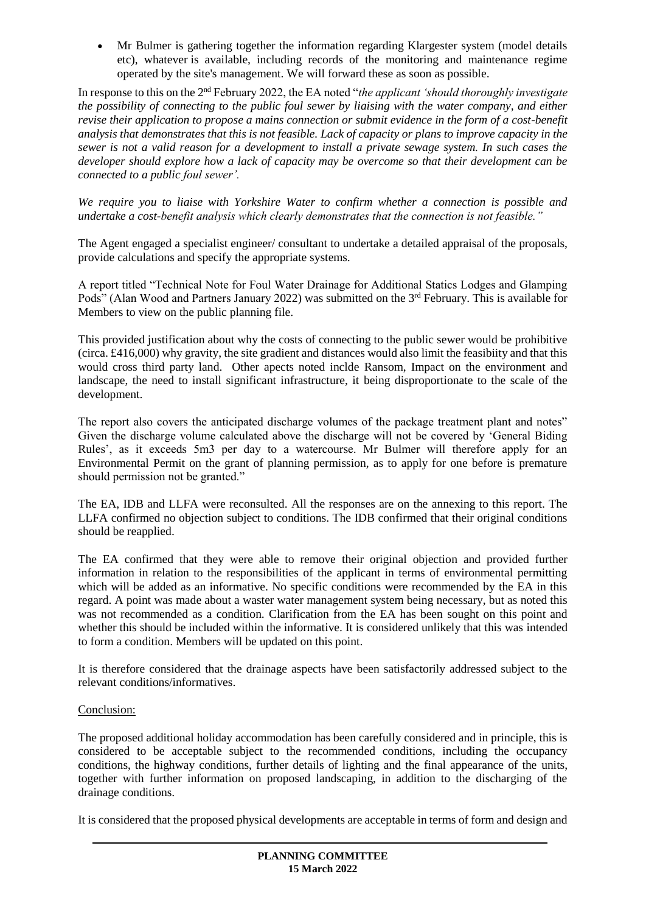- Mr Bulmer is gathering together the information regarding Klargester system (model details etc), whatever is available, including records of the monitoring and maintenance regime operated by the site's management. We will forward these as soon as possible.

In response to this on the 2nd February 2022, the EA noted "*the applicant 'should thoroughly investigate the possibility of connecting to the public foul sewer by liaising with the water company, and either revise their application to propose a mains connection or submit evidence in the form of a cost-benefit analysis that demonstrates that this is not feasible. Lack of capacity or plans to improve capacity in the sewer is not a valid reason for a development to install a private sewage system. In such cases the developer should explore how a lack of capacity may be overcome so that their development can be connected to a public foul sewer'.*

*We require you to liaise with Yorkshire Water to confirm whether a connection is possible and undertake a cost-benefit analysis which clearly demonstrates that the connection is not feasible."*

The Agent engaged a specialist engineer/ consultant to undertake a detailed appraisal of the proposals, provide calculations and specify the appropriate systems.

A report titled "Technical Note for Foul Water Drainage for Additional Statics Lodges and Glamping Pods" (Alan Wood and Partners January 2022) was submitted on the 3rd February. This is available for Members to view on the public planning file.

This provided justification about why the costs of connecting to the public sewer would be prohibitive (circa. £416,000) why gravity, the site gradient and distances would also limit the feasibiity and that this would cross third party land. Other apects noted inclde Ransom, Impact on the environment and landscape, the need to install significant infrastructure, it being disproportionate to the scale of the development.

The report also covers the anticipated discharge volumes of the package treatment plant and notes" Given the discharge volume calculated above the discharge will not be covered by 'General Biding Rules', as it exceeds 5m3 per day to a watercourse. Mr Bulmer will therefore apply for an Environmental Permit on the grant of planning permission, as to apply for one before is premature should permission not be granted."

The EA, IDB and LLFA were reconsulted. All the responses are on the annexing to this report. The LLFA confirmed no objection subject to conditions. The IDB confirmed that their original conditions should be reapplied.

The EA confirmed that they were able to remove their original objection and provided further information in relation to the responsibilities of the applicant in terms of environmental permitting which will be added as an informative. No specific conditions were recommended by the EA in this regard. A point was made about a waster water management system being necessary, but as noted this was not recommended as a condition. Clarification from the EA has been sought on this point and whether this should be included within the informative. It is considered unlikely that this was intended to form a condition. Members will be updated on this point.

It is therefore considered that the drainage aspects have been satisfactorily addressed subject to the relevant conditions/informatives.

Conclusion:

The proposed additional holiday accommodation has been carefully considered and in principle, this is considered to be acceptable subject to the recommended conditions, including the occupancy conditions, the highway conditions, further details of lighting and the final appearance of the units, together with further information on proposed landscaping, in addition to the discharging of the drainage conditions.

It is considered that the proposed physical developments are acceptable in terms of form and design and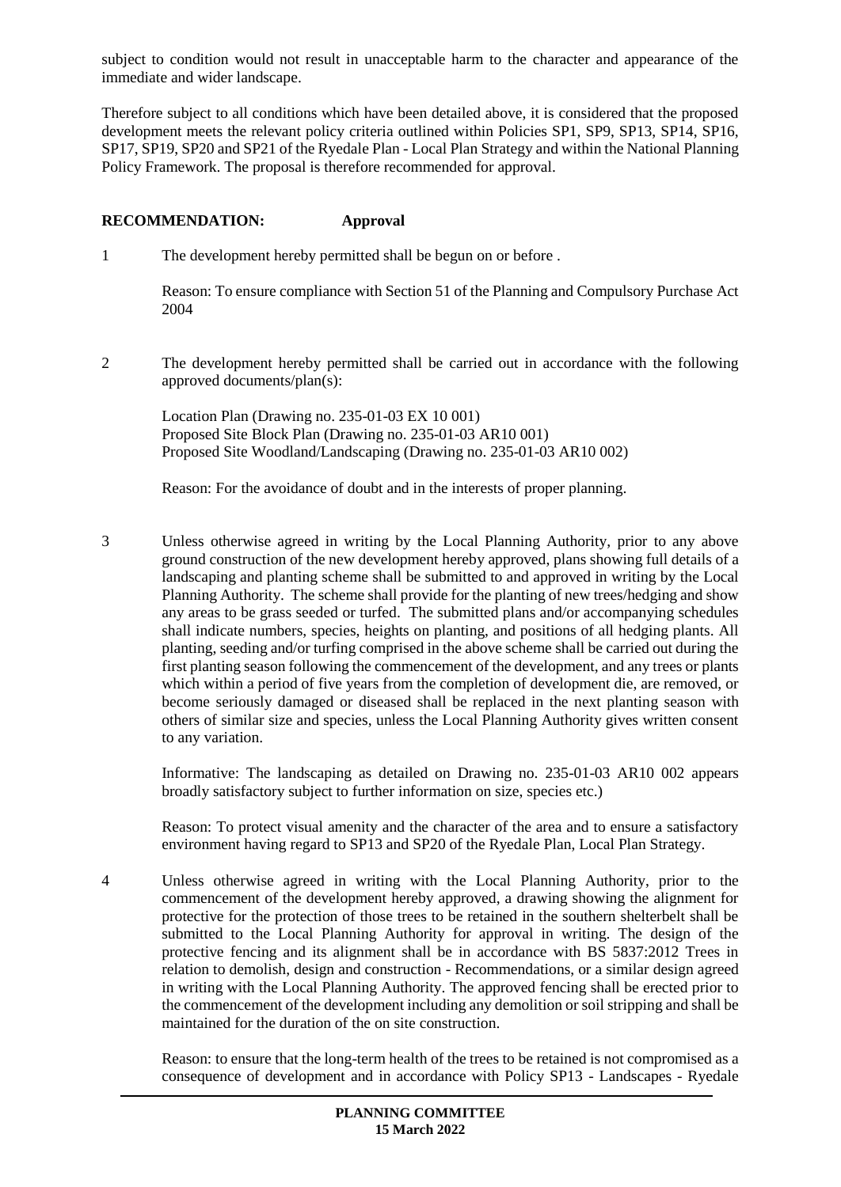subject to condition would not result in unacceptable harm to the character and appearance of the immediate and wider landscape.

Therefore subject to all conditions which have been detailed above, it is considered that the proposed development meets the relevant policy criteria outlined within Policies SP1, SP9, SP13, SP14, SP16, SP17, SP19, SP20 and SP21 of the Ryedale Plan - Local Plan Strategy and within the National Planning Policy Framework. The proposal is therefore recommended for approval.

**RECOMMENDATION: Approval**

1 The development hereby permitted shall be begun on or before .

Reason: To ensure compliance with Section 51 of the Planning and Compulsory Purchase Act 2004

2 The development hereby permitted shall be carried out in accordance with the following approved documents/plan(s):

Location Plan (Drawing no. 235-01-03 EX 10 001)
Proposed Site Block Plan (Drawing no. 235-01-03 AR10 001)
Proposed Site Woodland/Landscaping (Drawing no. 235-01-03 AR10 002)

Reason: For the avoidance of doubt and in the interests of proper planning.

3 Unless otherwise agreed in writing by the Local Planning Authority, prior to any above ground construction of the new development hereby approved, plans showing full details of a landscaping and planting scheme shall be submitted to and approved in writing by the Local Planning Authority. The scheme shall provide for the planting of new trees/hedging and show any areas to be grass seeded or turfed. The submitted plans and/or accompanying schedules shall indicate numbers, species, heights on planting, and positions of all hedging plants. All planting, seeding and/or turfing comprised in the above scheme shall be carried out during the first planting season following the commencement of the development, and any trees or plants which within a period of five years from the completion of development die, are removed, or become seriously damaged or diseased shall be replaced in the next planting season with others of similar size and species, unless the Local Planning Authority gives written consent to any variation.

Informative: The landscaping as detailed on Drawing no. 235-01-03 AR10 002 appears broadly satisfactory subject to further information on size, species etc.)

Reason: To protect visual amenity and the character of the area and to ensure a satisfactory environment having regard to SP13 and SP20 of the Ryedale Plan, Local Plan Strategy.

4 Unless otherwise agreed in writing with the Local Planning Authority, prior to the commencement of the development hereby approved, a drawing showing the alignment for protective for the protection of those trees to be retained in the southern shelterbelt shall be submitted to the Local Planning Authority for approval in writing. The design of the protective fencing and its alignment shall be in accordance with BS 5837:2012 Trees in relation to demolish, design and construction - Recommendations, or a similar design agreed in writing with the Local Planning Authority. The approved fencing shall be erected prior to the commencement of the development including any demolition or soil stripping and shall be maintained for the duration of the on site construction.

Reason: to ensure that the long-term health of the trees to be retained is not compromised as a consequence of development and in accordance with Policy SP13 - Landscapes - Ryedale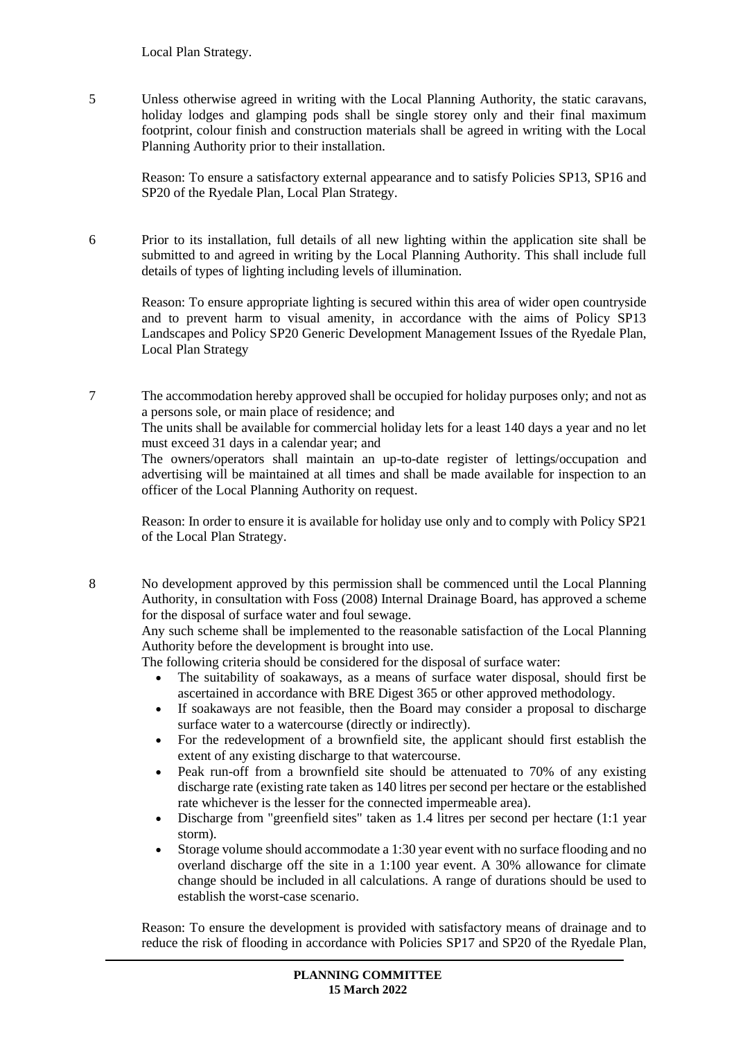Local Plan Strategy.

5 Unless otherwise agreed in writing with the Local Planning Authority, the static caravans, holiday lodges and glamping pods shall be single storey only and their final maximum footprint, colour finish and construction materials shall be agreed in writing with the Local Planning Authority prior to their installation.

Reason: To ensure a satisfactory external appearance and to satisfy Policies SP13, SP16 and SP20 of the Ryedale Plan, Local Plan Strategy.

6 Prior to its installation, full details of all new lighting within the application site shall be submitted to and agreed in writing by the Local Planning Authority. This shall include full details of types of lighting including levels of illumination.

Reason: To ensure appropriate lighting is secured within this area of wider open countryside and to prevent harm to visual amenity, in accordance with the aims of Policy SP13 Landscapes and Policy SP20 Generic Development Management Issues of the Ryedale Plan, Local Plan Strategy

7 The accommodation hereby approved shall be occupied for holiday purposes only; and not as a persons sole, or main place of residence; and
The units shall be available for commercial holiday lets for a least 140 days a year and no let must exceed 31 days in a calendar year; and
The owners/operators shall maintain an up-to-date register of lettings/occupation and advertising will be maintained at all times and shall be made available for inspection to an officer of the Local Planning Authority on request.

Reason: In order to ensure it is available for holiday use only and to comply with Policy SP21 of the Local Plan Strategy.

8 No development approved by this permission shall be commenced until the Local Planning Authority, in consultation with Foss (2008) Internal Drainage Board, has approved a scheme for the disposal of surface water and foul sewage.
Any such scheme shall be implemented to the reasonable satisfaction of the Local Planning Authority before the development is brought into use.
The following criteria should be considered for the disposal of surface water:

- The suitability of soakaways, as a means of surface water disposal, should first be ascertained in accordance with BRE Digest 365 or other approved methodology.
- If soakaways are not feasible, then the Board may consider a proposal to discharge surface water to a watercourse (directly or indirectly).
- For the redevelopment of a brownfield site, the applicant should first establish the extent of any existing discharge to that watercourse.
- Peak run-off from a brownfield site should be attenuated to 70% of any existing discharge rate (existing rate taken as 140 litres per second per hectare or the established rate whichever is the lesser for the connected impermeable area).
- Discharge from "greenfield sites" taken as 1.4 litres per second per hectare (1:1 year storm).
- Storage volume should accommodate a 1:30 year event with no surface flooding and no overland discharge off the site in a 1:100 year event. A 30% allowance for climate change should be included in all calculations. A range of durations should be used to establish the worst-case scenario.

Reason: To ensure the development is provided with satisfactory means of drainage and to reduce the risk of flooding in accordance with Policies SP17 and SP20 of the Ryedale Plan,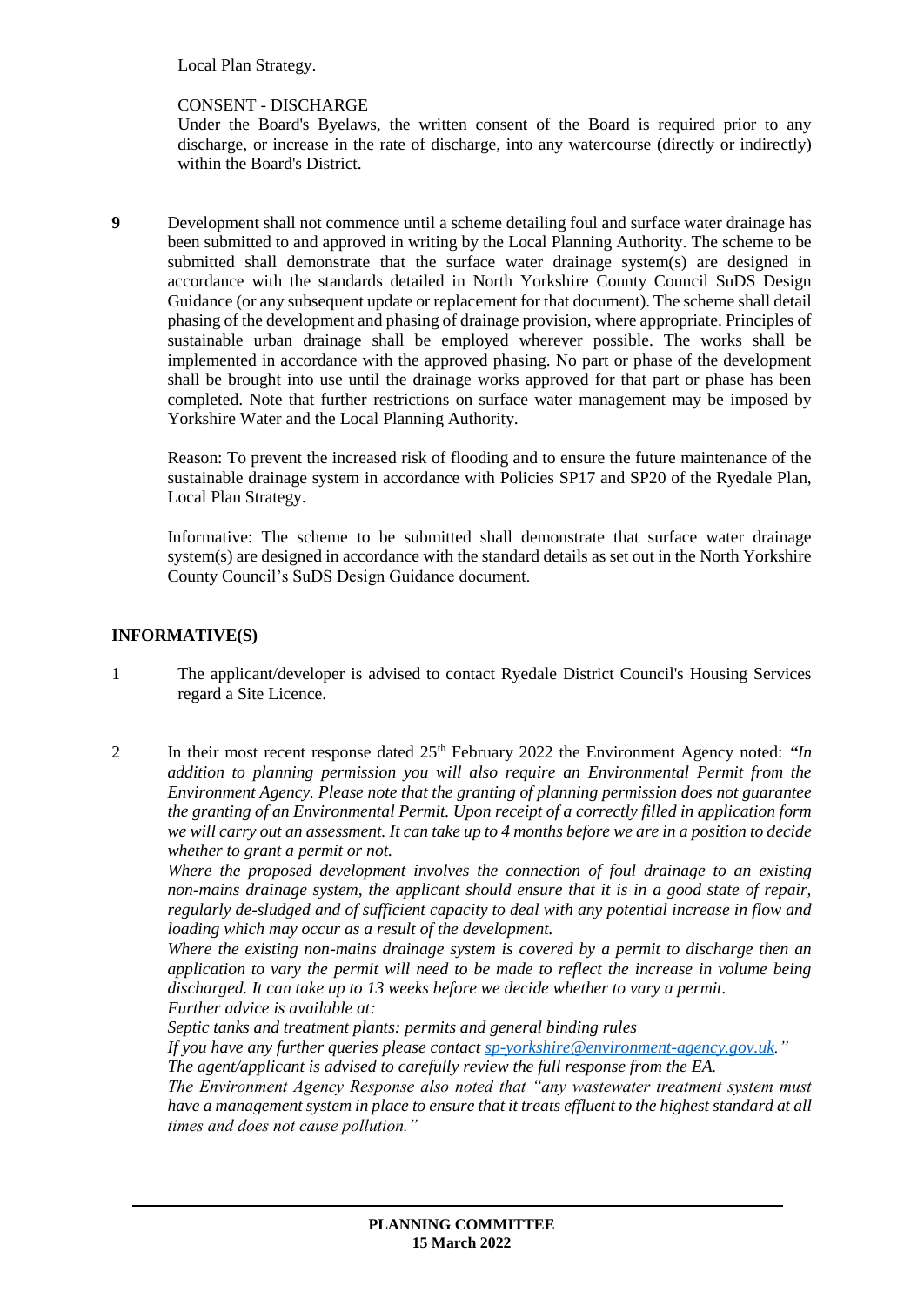Local Plan Strategy.

CONSENT - DISCHARGE
Under the Board's Byelaws, the written consent of the Board is required prior to any discharge, or increase in the rate of discharge, into any watercourse (directly or indirectly) within the Board's District.

**9** Development shall not commence until a scheme detailing foul and surface water drainage has been submitted to and approved in writing by the Local Planning Authority. The scheme to be submitted shall demonstrate that the surface water drainage system(s) are designed in accordance with the standards detailed in North Yorkshire County Council SuDS Design Guidance (or any subsequent update or replacement for that document). The scheme shall detail phasing of the development and phasing of drainage provision, where appropriate. Principles of sustainable urban drainage shall be employed wherever possible. The works shall be implemented in accordance with the approved phasing. No part or phase of the development shall be brought into use until the drainage works approved for that part or phase has been completed. Note that further restrictions on surface water management may be imposed by Yorkshire Water and the Local Planning Authority.

Reason: To prevent the increased risk of flooding and to ensure the future maintenance of the sustainable drainage system in accordance with Policies SP17 and SP20 of the Ryedale Plan, Local Plan Strategy.

Informative: The scheme to be submitted shall demonstrate that surface water drainage system(s) are designed in accordance with the standard details as set out in the North Yorkshire County Council's SuDS Design Guidance document.

**INFORMATIVE(S)**

1 The applicant/developer is advised to contact Ryedale District Council's Housing Services regard a Site Licence.

2 In their most recent response dated 25th February 2022 the Environment Agency noted: ***"In** addition to planning permission you will also require an Environmental Permit from the Environment Agency. Please note that the granting of planning permission does not guarantee the granting of an Environmental Permit. Upon receipt of a correctly filled in application form we will carry out an assessment. It can take up to 4 months before we are in a position to decide whether to grant a permit or not.*
*Where the proposed development involves the connection of foul drainage to an existing non-mains drainage system, the applicant should ensure that it is in a good state of repair, regularly de-sludged and of sufficient capacity to deal with any potential increase in flow and loading which may occur as a result of the development.*
*Where the existing non-mains drainage system is covered by a permit to discharge then an application to vary the permit will need to be made to reflect the increase in volume being discharged. It can take up to 13 weeks before we decide whether to vary a permit.*
*Further advice is available at:*
*Septic tanks and treatment plants: permits and general binding rules*
*If you have any further queries please contact [sp-yorkshire@environment-agency.gov.uk](mailto:sp-yorkshire@environment-agency.gov.uk)."*
*The agent/applicant is advised to carefully review the full response from the EA.*
*The Environment Agency Response also noted that "any wastewater treatment system must have a management system in place to ensure that it treats effluent to the highest standard at all times and does not cause pollution."*